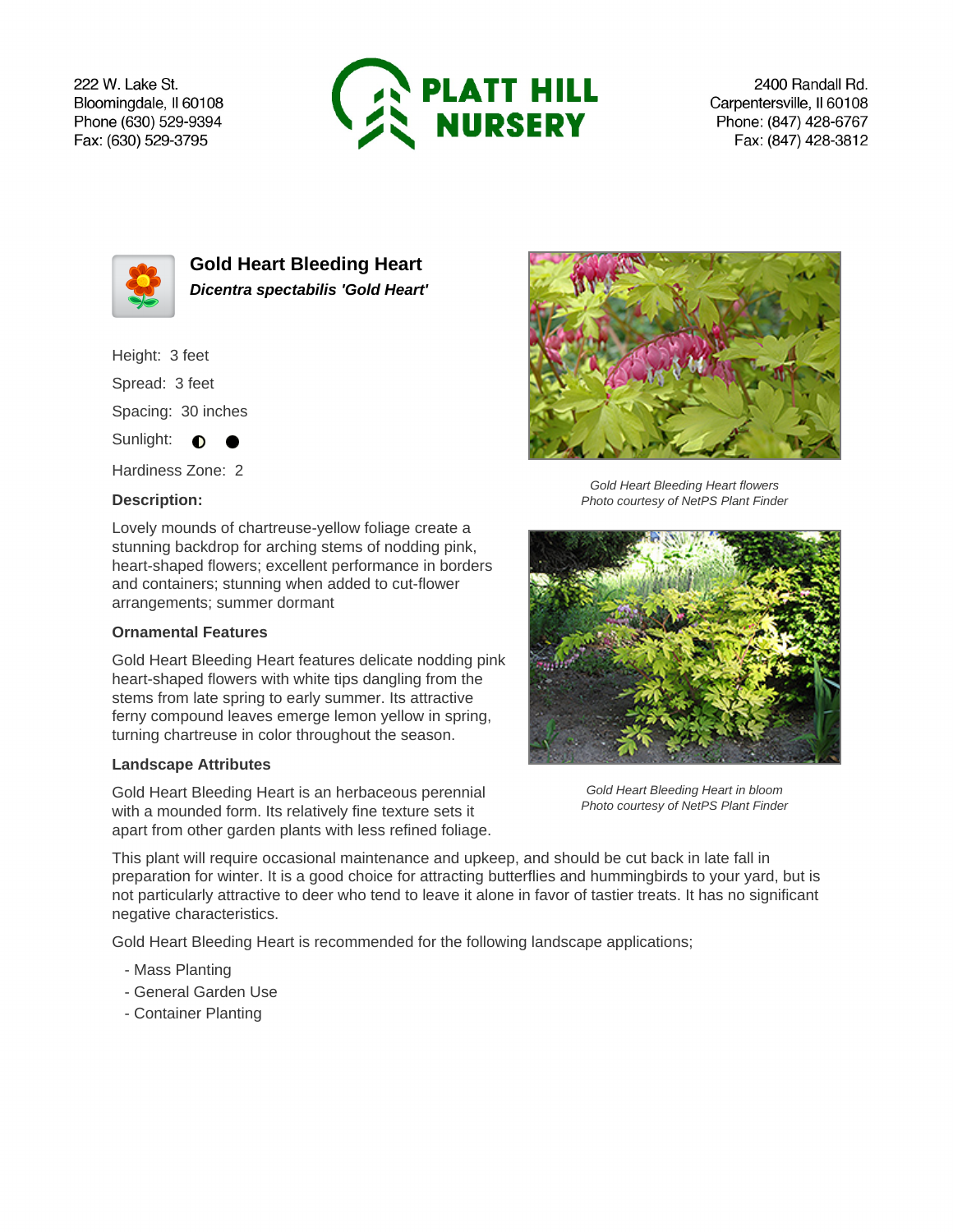222 W. Lake St.
Bloomingdale, Il 60108
Phone (630) 529-9394
Fax: (630) 529-3795

**PLATT HILL NURSERY**

2400 Randall Rd.
Carpentersville, Il 60108
Phone: (847) 428-6767
Fax: (847) 428-3812

## Gold Heart Bleeding Heart

***Dicentra spectabilis 'Gold Heart'***

Height: 3 feet

Spread: 3 feet

Spacing: 30 inches

Sunlight: ◐ ●

Hardiness Zone: 2

### Description:

Lovely mounds of chartreuse-yellow foliage create a stunning backdrop for arching stems of nodding pink, heart-shaped flowers; excellent performance in borders and containers; stunning when added to cut-flower arrangements; summer dormant

### Ornamental Features

Gold Heart Bleeding Heart features delicate nodding pink heart-shaped flowers with white tips dangling from the stems from late spring to early summer. Its attractive ferny compound leaves emerge lemon yellow in spring, turning chartreuse in color throughout the season.

### Landscape Attributes

Gold Heart Bleeding Heart is an herbaceous perennial with a mounded form. Its relatively fine texture sets it apart from other garden plants with less refined foliage.

This plant will require occasional maintenance and upkeep, and should be cut back in late fall in preparation for winter. It is a good choice for attracting butterflies and hummingbirds to your yard, but is not particularly attractive to deer who tend to leave it alone in favor of tastier treats. It has no significant negative characteristics.

Gold Heart Bleeding Heart is recommended for the following landscape applications;

- Mass Planting
- General Garden Use
- Container Planting

*Gold Heart Bleeding Heart flowers*
*Photo courtesy of NetPS Plant Finder*

*Gold Heart Bleeding Heart in bloom*
*Photo courtesy of NetPS Plant Finder*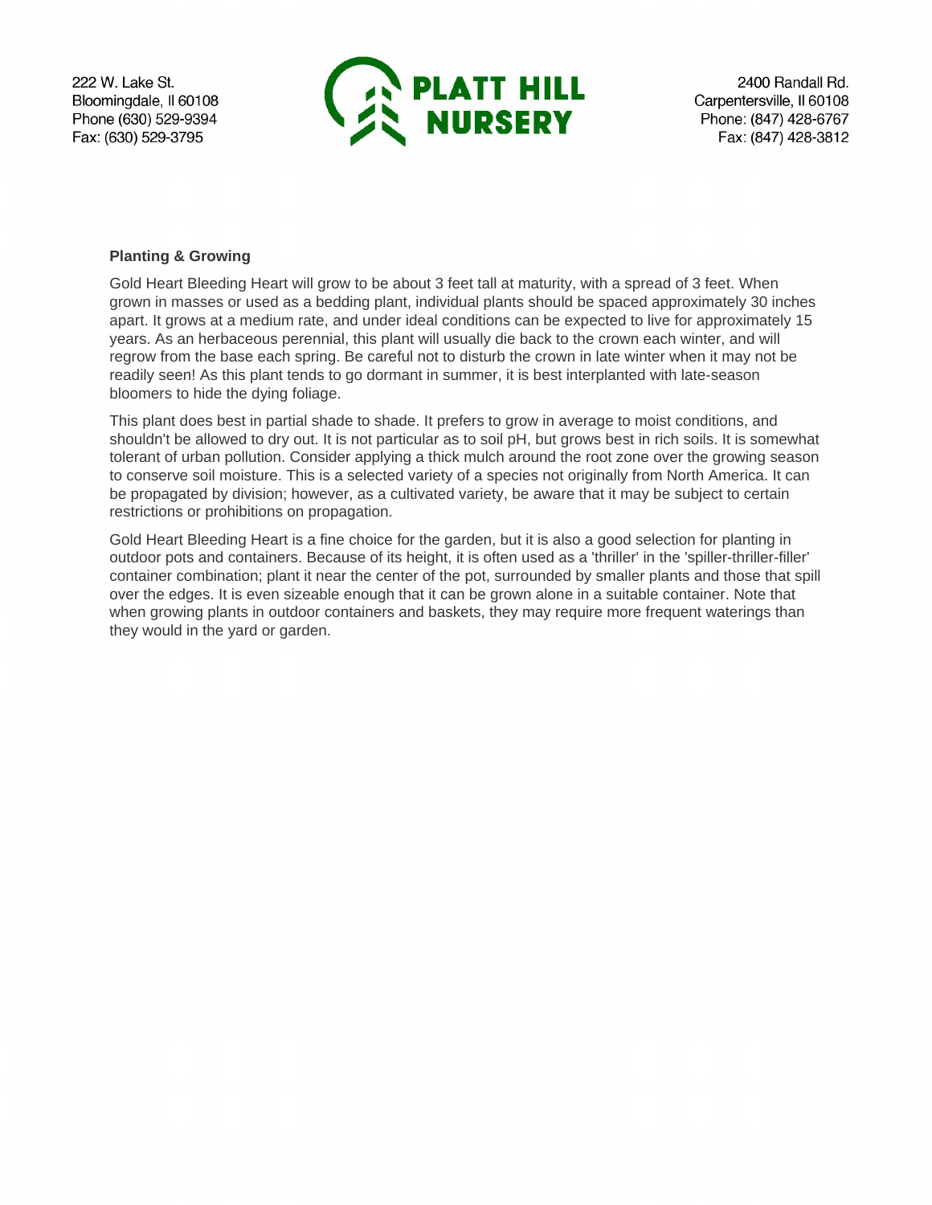**Planting & Growing**

Gold Heart Bleeding Heart will grow to be about 3 feet tall at maturity, with a spread of 3 feet. When grown in masses or used as a bedding plant, individual plants should be spaced approximately 30 inches apart. It grows at a medium rate, and under ideal conditions can be expected to live for approximately 15 years. As an herbaceous perennial, this plant will usually die back to the crown each winter, and will regrow from the base each spring. Be careful not to disturb the crown in late winter when it may not be readily seen! As this plant tends to go dormant in summer, it is best interplanted with late-season bloomers to hide the dying foliage.

This plant does best in partial shade to shade. It prefers to grow in average to moist conditions, and shouldn't be allowed to dry out. It is not particular as to soil pH, but grows best in rich soils. It is somewhat tolerant of urban pollution. Consider applying a thick mulch around the root zone over the growing season to conserve soil moisture. This is a selected variety of a species not originally from North America. It can be propagated by division; however, as a cultivated variety, be aware that it may be subject to certain restrictions or prohibitions on propagation.

Gold Heart Bleeding Heart is a fine choice for the garden, but it is also a good selection for planting in outdoor pots and containers. Because of its height, it is often used as a 'thriller' in the 'spiller-thriller-filler' container combination; plant it near the center of the pot, surrounded by smaller plants and those that spill over the edges. It is even sizeable enough that it can be grown alone in a suitable container. Note that when growing plants in outdoor containers and baskets, they may require more frequent waterings than they would in the yard or garden.